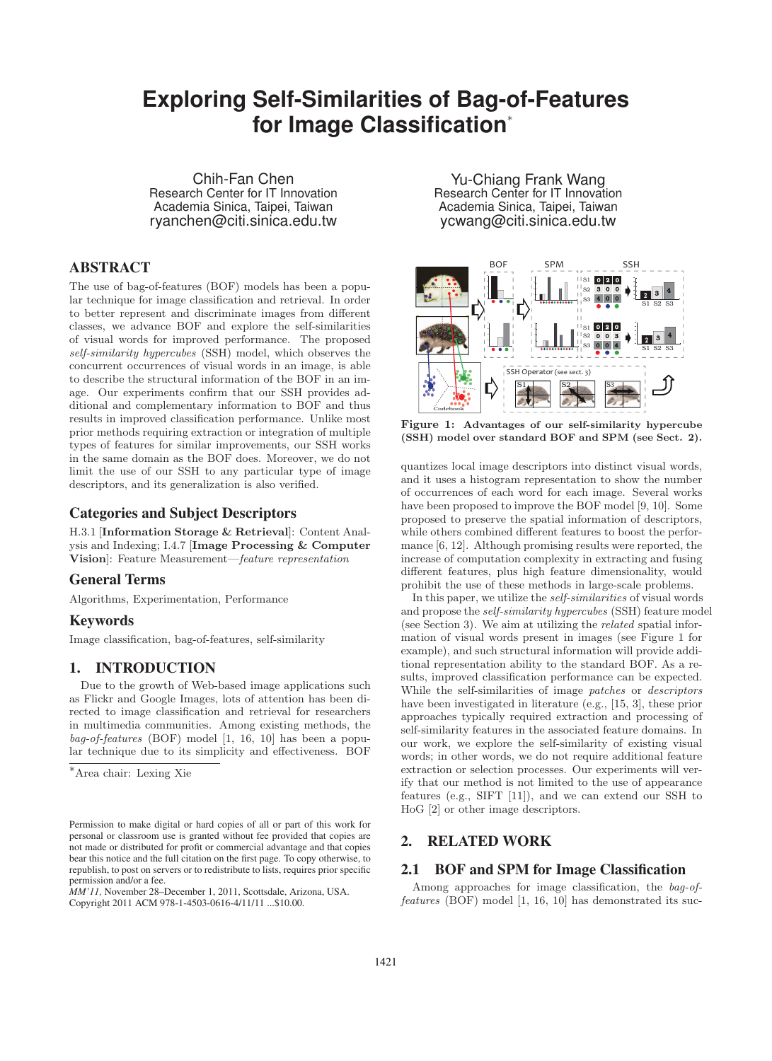# Exploring Self-Similarities of Bag-of-Features for Image Classification*

Chih-Fan Chen
Research Center for IT Innovation
Academia Sinica, Taipei, Taiwan
ryanchen@citi.sinica.edu.tw

Yu-Chiang Frank Wang
Research Center for IT Innovation
Academia Sinica, Taipei, Taiwan
ycwang@citi.sinica.edu.tw

## ABSTRACT

The use of bag-of-features (BOF) models has been a popular technique for image classification and retrieval. In order to better represent and discriminate images from different classes, we advance BOF and explore the self-similarities of visual words for improved performance. The proposed *self-similarity hypercubes* (SSH) model, which observes the concurrent occurrences of visual words in an image, is able to describe the structural information of the BOF in an image. Our experiments confirm that our SSH provides additional and complementary information to BOF and thus results in improved classification performance. Unlike most prior methods requiring extraction or integration of multiple types of features for similar improvements, our SSH works in the same domain as the BOF does. Moreover, we do not limit the use of our SSH to any particular type of image descriptors, and its generalization is also verified.

## Categories and Subject Descriptors

H.3.1 [**Information Storage & Retrieval**]: Content Analysis and Indexing; I.4.7 [**Image Processing & Computer Vision**]: Feature Measurement—*feature representation*

## General Terms

Algorithms, Experimentation, Performance

## Keywords

Image classification, bag-of-features, self-similarity

## 1. INTRODUCTION

Due to the growth of Web-based image applications such as Flickr and Google Images, lots of attention has been directed to image classification and retrieval for researchers in multimedia communities. Among existing methods, the *bag-of-features* (BOF) model [1, 16, 10] has been a popular technique due to its simplicity and effectiveness. BOF quantizes local image descriptors into distinct visual words, and it uses a histogram representation to show the number of occurrences of each word for each image. Several works have been proposed to improve the BOF model [9, 10]. Some proposed to preserve the spatial information of descriptors, while others combined different features to boost the performance [6, 12]. Although promising results were reported, the increase of computation complexity in extracting and fusing different features, plus high feature dimensionality, would prohibit the use of these methods in large-scale problems.

In this paper, we utilize the *self-similarities* of visual words and propose the *self-similarity hypercubes* (SSH) feature model (see Section 3). We aim at utilizing the *related* spatial information of visual words present in images (see Figure 1 for example), and such structural information will provide additional representation ability to the standard BOF. As a results, improved classification performance can be expected. While the self-similarities of image *patches* or *descriptors* have been investigated in literature (e.g., [15, 3], these prior approaches typically required extraction and processing of self-similarity features in the associated feature domains. In our work, we explore the self-similarity of existing visual words; in other words, we do not require additional feature extraction or selection processes. Our experiments will verify that our method is not limited to the use of appearance features (e.g., SIFT [11]), and we can extend our SSH to HoG [2] or other image descriptors.

**Figure 1: Advantages of our self-similarity hypercube (SSH) model over standard BOF and SPM (see Sect. 2).**

*Area chair: Lexing Xie

Permission to make digital or hard copies of all or part of this work for personal or classroom use is granted without fee provided that copies are not made or distributed for profit or commercial advantage and that copies bear this notice and the full citation on the first page. To copy otherwise, to republish, to post on servers or to redistribute to lists, requires prior specific permission and/or a fee.
*MM'11,* November 28–December 1, 2011, Scottsdale, Arizona, USA.
Copyright 2011 ACM 978-1-4503-0616-4/11/11 ...$10.00.

## 2. RELATED WORK

### 2.1 BOF and SPM for Image Classification

Among approaches for image classification, the *bag-of-features* (BOF) model [1, 16, 10] has demonstrated its suc-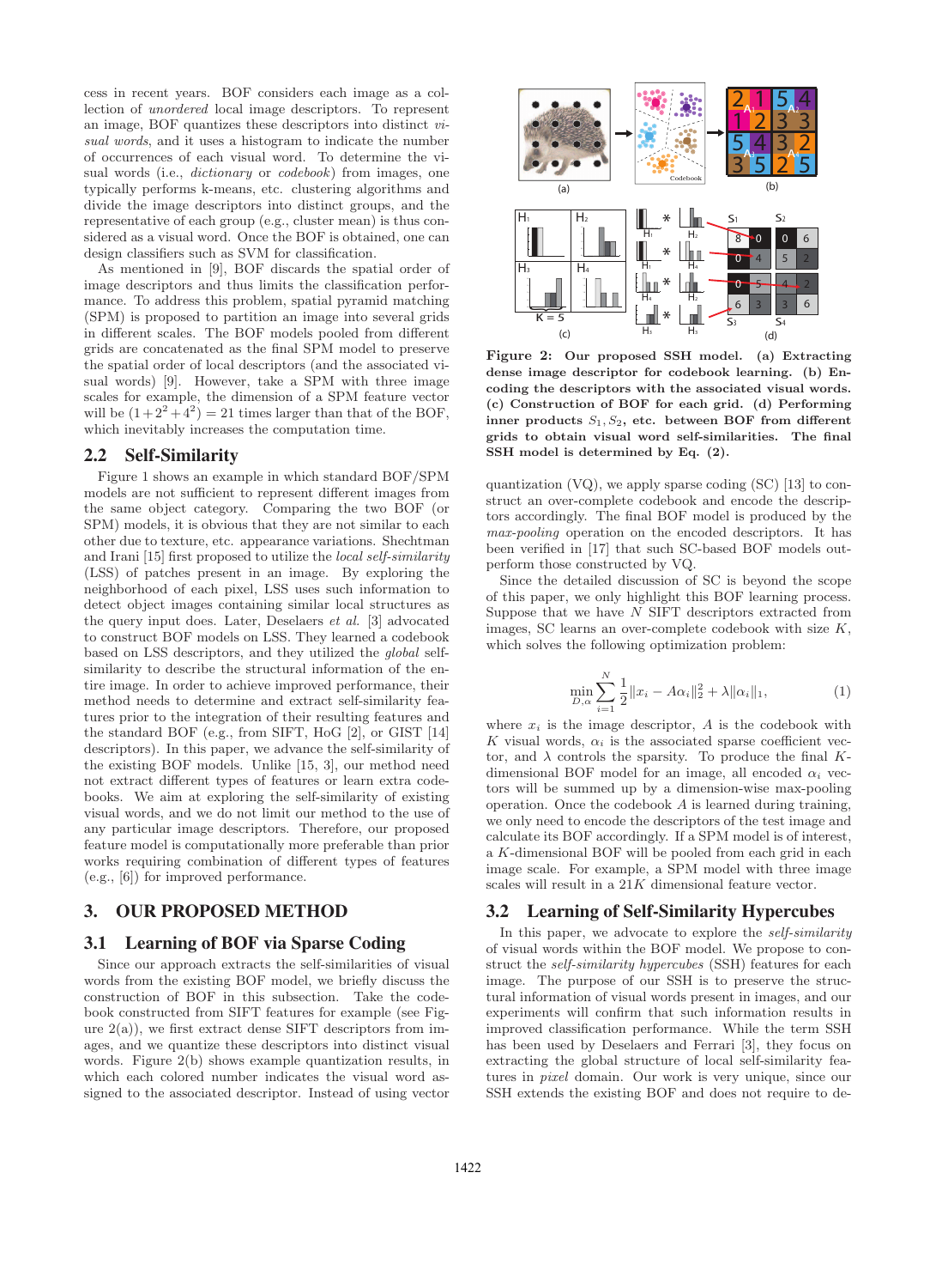cess in recent years. BOF considers each image as a collection of *unordered* local image descriptors. To represent an image, BOF quantizes these descriptors into distinct *visual words*, and it uses a histogram to indicate the number of occurrences of each visual word. To determine the visual words (i.e., *dictionary* or *codebook*) from images, one typically performs k-means, etc. clustering algorithms and divide the image descriptors into distinct groups, and the representative of each group (e.g., cluster mean) is thus considered as a visual word. Once the BOF is obtained, one can design classifiers such as SVM for classification.

As mentioned in [9], BOF discards the spatial order of image descriptors and thus limits the classification performance. To address this problem, spatial pyramid matching (SPM) is proposed to partition an image into several grids in different scales. The BOF models pooled from different grids are concatenated as the final SPM model to preserve the spatial order of local descriptors (and the associated visual words) [9]. However, take a SPM with three image scales for example, the dimension of a SPM feature vector will be $(1+2^2+4^2) = 21$ times larger than that of the BOF, which inevitably increases the computation time.

## 2.2 Self-Similarity

Figure 1 shows an example in which standard BOF/SPM models are not sufficient to represent different images from the same object category. Comparing the two BOF (or SPM) models, it is obvious that they are not similar to each other due to texture, etc. appearance variations. Shechtman and Irani [15] first proposed to utilize the *local self-similarity* (LSS) of patches present in an image. By exploring the neighborhood of each pixel, LSS uses such information to detect object images containing similar local structures as the query input does. Later, Deselaers *et al.* [3] advocated to construct BOF models on LSS. They learned a codebook based on LSS descriptors, and they utilized the *global* self-similarity to describe the structural information of the entire image. In order to achieve improved performance, their method needs to determine and extract self-similarity features prior to the integration of their resulting features and the standard BOF (e.g., from SIFT, HoG [2], or GIST [14] descriptors). In this paper, we advance the self-similarity of the existing BOF models. Unlike [15, 3], our method need not extract different types of features or learn extra codebooks. We aim at exploring the self-similarity of existing visual words, and we do not limit our method to the use of any particular image descriptors. Therefore, our proposed feature model is computationally more preferable than prior works requiring combination of different types of features (e.g., [6]) for improved performance.

# 3. OUR PROPOSED METHOD

## 3.1 Learning of BOF via Sparse Coding

Since our approach extracts the self-similarities of visual words from the existing BOF model, we briefly discuss the construction of BOF in this subsection. Take the codebook constructed from SIFT features for example (see Figure 2(a)), we first extract dense SIFT descriptors from images, and we quantize these descriptors into distinct visual words. Figure 2(b) shows example quantization results, in which each colored number indicates the visual word assigned to the associated descriptor. Instead of using vector quantization (VQ), we apply sparse coding (SC) [13] to construct an over-complete codebook and encode the descriptors accordingly. The final BOF model is produced by the *max-pooling* operation on the encoded descriptors. It has been verified in [17] that such SC-based BOF models outperform those constructed by VQ.

**Figure 2: Our proposed SSH model. (a) Extracting dense image descriptor for codebook learning. (b) Encoding the descriptors with the associated visual words. (c) Construction of BOF for each grid. (d) Performing inner products $S_1, S_2$, etc. between BOF from different grids to obtain visual word self-similarities. The final SSH model is determined by Eq. (2).**

Since the detailed discussion of SC is beyond the scope of this paper, we only highlight this BOF learning process. Suppose that we have $N$ SIFT descriptors extracted from images, SC learns an over-complete codebook with size $K$, which solves the following optimization problem:

$$\min_{D,\alpha} \sum_{i=1}^{N} \frac{1}{2}\|x_i - A\alpha_i\|_2^2 + \lambda\|\alpha_i\|_1, \tag{1}$$

where $x_i$ is the image descriptor, $A$ is the codebook with $K$ visual words, $\alpha_i$ is the associated sparse coefficient vector, and $\lambda$ controls the sparsity. To produce the final $K$-dimensional BOF model for an image, all encoded $\alpha_i$ vectors will be summed up by a dimension-wise max-pooling operation. Once the codebook $A$ is learned during training, we only need to encode the descriptors of the test image and calculate its BOF accordingly. If a SPM model is of interest, a $K$-dimensional BOF will be pooled from each grid in each image scale. For example, a SPM model with three image scales will result in a $21K$ dimensional feature vector.

## 3.2 Learning of Self-Similarity Hypercubes

In this paper, we advocate to explore the *self-similarity* of visual words within the BOF model. We propose to construct the *self-similarity hypercubes* (SSH) features for each image. The purpose of our SSH is to preserve the structural information of visual words present in images, and our experiments will confirm that such information results in improved classification performance. While the term SSH has been used by Deselaers and Ferrari [3], they focus on extracting the global structure of local self-similarity features in *pixel* domain. Our work is very unique, since our SSH extends the existing BOF and does not require to de-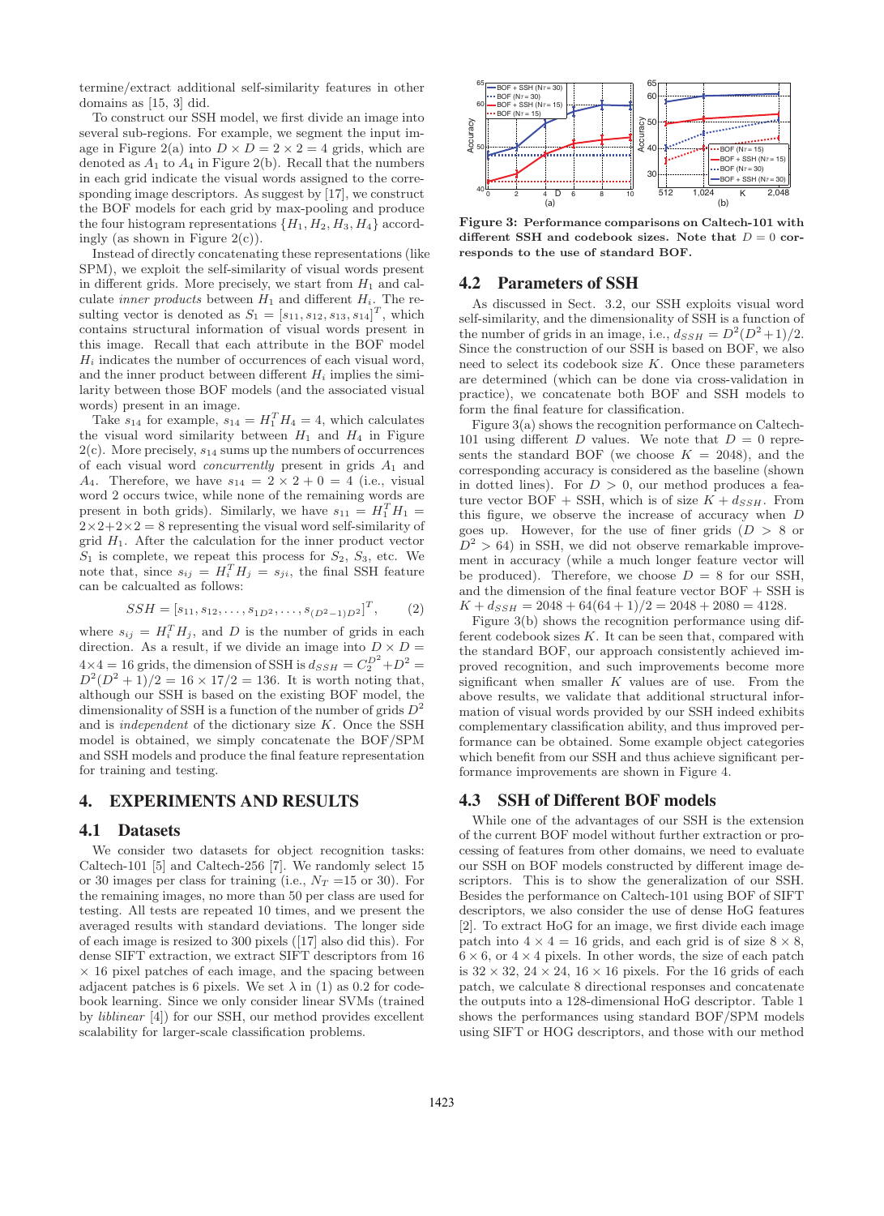termine/extract additional self-similarity features in other domains as [15, 3] did.

To construct our SSH model, we first divide an image into several sub-regions. For example, we segment the input image in Figure 2(a) into $D \times D = 2 \times 2 = 4$ grids, which are denoted as $A_1$ to $A_4$ in Figure 2(b). Recall that the numbers in each grid indicate the visual words assigned to the corresponding image descriptors. As suggest by [17], we construct the BOF models for each grid by max-pooling and produce the four histogram representations $\{H_1, H_2, H_3, H_4\}$ accordingly (as shown in Figure 2(c)).

Instead of directly concatenating these representations (like SPM), we exploit the self-similarity of visual words present in different grids. More precisely, we start from $H_1$ and calculate *inner products* between $H_1$ and different $H_i$. The resulting vector is denoted as $S_1 = [s_{11}, s_{12}, s_{13}, s_{14}]^T$, which contains structural information of visual words present in this image. Recall that each attribute in the BOF model $H_i$ indicates the number of occurrences of each visual word, and the inner product between different $H_i$ implies the similarity between those BOF models (and the associated visual words) present in an image.

Take $s_{14}$ for example, $s_{14} = H_1^T H_4 = 4$, which calculates the visual word similarity between $H_1$ and $H_4$ in Figure 2(c). More precisely, $s_{14}$ sums up the numbers of occurrences of each visual word *concurrently* present in grids $A_1$ and $A_4$. Therefore, we have $s_{14} = 2 \times 2 + 0 = 4$ (i.e., visual word 2 occurs twice, while none of the remaining words are present in both grids). Similarly, we have $s_{11} = H_1^T H_1 = 2 \times 2 + 2 \times 2 = 8$ representing the visual word self-similarity of grid $H_1$. After the calculation for the inner product vector $S_1$ is complete, we repeat this process for $S_2$, $S_3$, etc. We note that, since $s_{ij} = H_i^T H_j = s_{ji}$, the final SSH feature can be calcualted as follows:

$$SSH = [s_{11}, s_{12}, \ldots, s_{1D^2}, \ldots, s_{(D^2-1)D^2}]^T, \qquad (2)$$

where $s_{ij} = H_i^T H_j$, and $D$ is the number of grids in each direction. As a result, if we divide an image into $D \times D = 4 \times 4 = 16$ grids, the dimension of SSH is $d_{SSH} = C_2^{D^2} + D^2 = D^2(D^2+1)/2 = 16 \times 17/2 = 136$. It is worth noting that, although our SSH is based on the existing BOF model, the dimensionality of SSH is a function of the number of grids $D^2$ and is *independent* of the dictionary size $K$. Once the SSH model is obtained, we simply concatenate the BOF/SPM and SSH models and produce the final feature representation for training and testing.

## 4. EXPERIMENTS AND RESULTS

### 4.1 Datasets

We consider two datasets for object recognition tasks: Caltech-101 [5] and Caltech-256 [7]. We randomly select 15 or 30 images per class for training (i.e., $N_T$ =15 or 30). For the remaining images, no more than 50 per class are used for testing. All tests are repeated 10 times, and we present the averaged results with standard deviations. The longer side of each image is resized to 300 pixels ([17] also did this). For dense SIFT extraction, we extract SIFT descriptors from 16 × 16 pixel patches of each image, and the spacing between adjacent patches is 6 pixels. We set $\lambda$ in (1) as 0.2 for codebook learning. Since we only consider linear SVMs (trained by *liblinear* [4]) for our SSH, our method provides excellent scalability for larger-scale classification problems.

**Figure 3: Performance comparisons on Caltech-101 with different SSH and codebook sizes. Note that $D = 0$ corresponds to the use of standard BOF.**

### 4.2 Parameters of SSH

As discussed in Sect. 3.2, our SSH exploits visual word self-similarity, and the dimensionality of SSH is a function of the number of grids in an image, i.e., $d_{SSH} = D^2(D^2+1)/2$. Since the construction of our SSH is based on BOF, we also need to select its codebook size $K$. Once these parameters are determined (which can be done via cross-validation in practice), we concatenate both BOF and SSH models to form the final feature for classification.

Figure 3(a) shows the recognition performance on Caltech-101 using different $D$ values. We note that $D = 0$ represents the standard BOF (we choose $K = 2048$), and the corresponding accuracy is considered as the baseline (shown in dotted lines). For $D > 0$, our method produces a feature vector BOF + SSH, which is of size $K + d_{SSH}$. From this figure, we observe the increase of accuracy when $D$ goes up. However, for the use of finer grids ($D > 8$ or $D^2 > 64$) in SSH, we did not observe remarkable improvement in accuracy (while a much longer feature vector will be produced). Therefore, we choose $D = 8$ for our SSH, and the dimension of the final feature vector BOF + SSH is $K + d_{SSH} = 2048 + 64(64+1)/2 = 2048 + 2080 = 4128$.

Figure 3(b) shows the recognition performance using different codebook sizes $K$. It can be seen that, compared with the standard BOF, our approach consistently achieved improved recognition, and such improvements become more significant when smaller $K$ values are of use. From the above results, we validate that additional structural information of visual words provided by our SSH indeed exhibits complementary classification ability, and thus improved performance can be obtained. Some example object categories which benefit from our SSH and thus achieve significant performance improvements are shown in Figure 4.

### 4.3 SSH of Different BOF models

While one of the advantages of our SSH is the extension of the current BOF model without further extraction or processing of features from other domains, we need to evaluate our SSH on BOF models constructed by different image descriptors. This is to show the generalization of our SSH. Besides the performance on Caltech-101 using BOF of SIFT descriptors, we also consider the use of dense HoG features [2]. To extract HoG for an image, we first divide each image patch into $4 \times 4 = 16$ grids, and each grid is of size $8 \times 8$, $6 \times 6$, or $4 \times 4$ pixels. In other words, the size of each patch is $32 \times 32$, $24 \times 24$, $16 \times 16$ pixels. For the 16 grids of each patch, we calculate 8 directional responses and concatenate the outputs into a 128-dimensional HoG descriptor. Table 1 shows the performances using standard BOF/SPM models using SIFT or HOG descriptors, and those with our method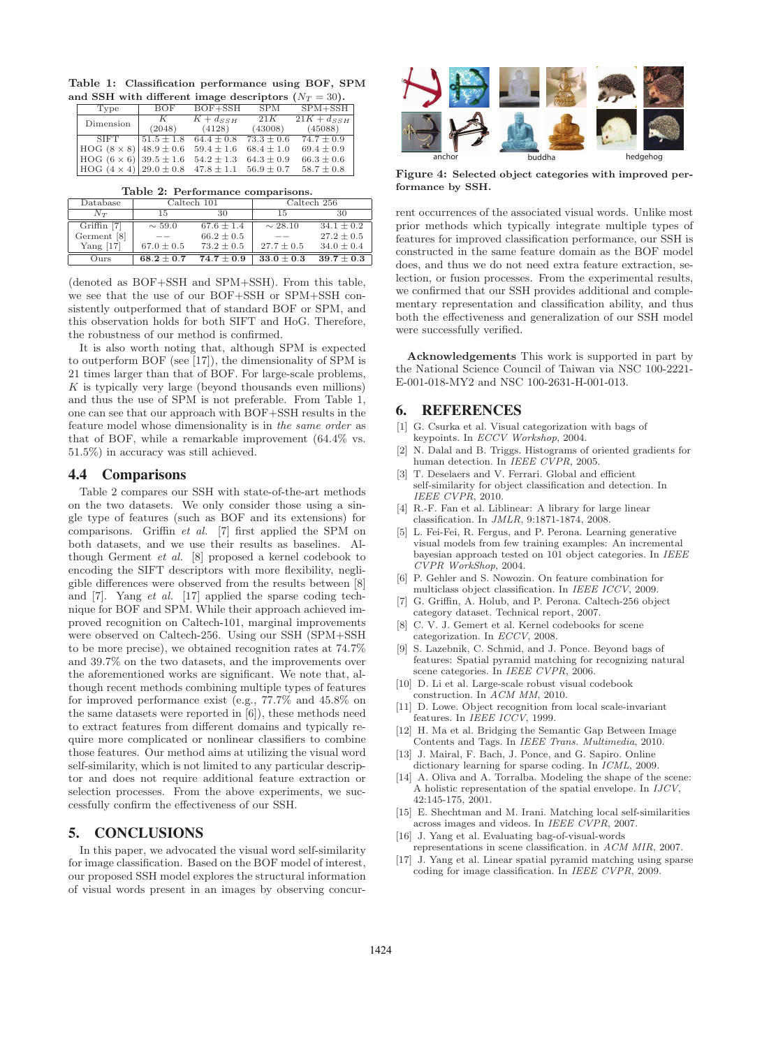**Table 1: Classification performance using BOF, SPM and SSH with different image descriptors ($N_T = 30$).**

| Type | BOF | BOF+SSH | SPM | SPM+SSH |
|---|---|---|---|---|
| Dimension | $K$ (2048) | $K + d_{SSH}$ (4128) | $21K$ (43008) | $21K + d_{SSH}$ (45088) |
| SIFT | $51.5 \pm 1.8$ | $64.4 \pm 0.8$ | $73.3 \pm 0.6$ | $74.7 \pm 0.9$ |
| HOG ($8 \times 8$) | $48.9 \pm 0.6$ | $59.4 \pm 1.6$ | $68.4 \pm 1.0$ | $69.4 \pm 0.9$ |
| HOG ($6 \times 6$) | $39.5 \pm 1.6$ | $54.2 \pm 1.3$ | $64.3 \pm 0.9$ | $66.3 \pm 0.6$ |
| HOG ($4 \times 4$) | $29.0 \pm 0.8$ | $47.8 \pm 1.1$ | $56.9 \pm 0.7$ | $58.7 \pm 0.8$ |

**Table 2: Performance comparisons.**

| Database | Caltech 101 | | Caltech 256 | |
|---|---|---|---|---|
| $N_T$ | 15 | 30 | 15 | 30 |
| Griffin [7] | $\sim 59.0$ | $67.6 \pm 1.4$ | $\sim 28.10$ | $34.1 \pm 0.2$ |
| Germent [8] | $--$ | $66.2 \pm 0.5$ | $--$ | $27.2 \pm 0.5$ |
| Yang [17] | $67.0 \pm 0.5$ | $73.2 \pm 0.5$ | $27.7 \pm 0.5$ | $34.0 \pm 0.4$ |
| Ours | **$68.2 \pm 0.7$** | **$74.7 \pm 0.9$** | **$33.0 \pm 0.3$** | **$39.7 \pm 0.3$** |

(denoted as BOF+SSH and SPM+SSH). From this table, we see that the use of our BOF+SSH or SPM+SSH consistently outperformed that of standard BOF or SPM, and this observation holds for both SIFT and HoG. Therefore, the robustness of our method is confirmed.

It is also worth noting that, although SPM is expected to outperform BOF (see [17]), the dimensionality of SPM is 21 times larger than that of BOF. For large-scale problems, $K$ is typically very large (beyond thousands even millions) and thus the use of SPM is not preferable. From Table 1, one can see that our approach with BOF+SSH results in the feature model whose dimensionality is in *the same order* as that of BOF, while a remarkable improvement (64.4% vs. 51.5%) in accuracy was still achieved.

## 4.4 Comparisons

Table 2 compares our SSH with state-of-the-art methods on the two datasets. We only consider those using a single type of features (such as BOF and its extensions) for comparisons. Griffin *et al.* [7] first applied the SPM on both datasets, and we use their results as baselines. Although Germent *et al.* [8] proposed a kernel codebook to encoding the SIFT descriptors with more flexibility, negligible differences were observed from the results between [8] and [7]. Yang *et al.* [17] applied the sparse coding technique for BOF and SPM. While their approach achieved improved recognition on Caltech-101, marginal improvements were observed on Caltech-256. Using our SSH (SPM+SSH to be more precise), we obtained recognition rates at 74.7% and 39.7% on the two datasets, and the improvements over the aforementioned works are significant. We note that, although recent methods combining multiple types of features for improved performance exist (e.g., 77.7% and 45.8% on the same datasets were reported in [6]), these methods need to extract features from different domains and typically require more complicated or nonlinear classifiers to combine those features. Our method aims at utilizing the visual word self-similarity, which is not limited to any particular descriptor and does not require additional feature extraction or selection processes. From the above experiments, we successfully confirm the effectiveness of our SSH.

# 5. CONCLUSIONS

In this paper, we advocated the visual word self-similarity for image classification. Based on the BOF model of interest, our proposed SSH model explores the structural information of visual words present in an images by observing concurrent occurrences of the associated visual words. Unlike most prior methods which typically integrate multiple types of features for improved classification performance, our SSH is constructed in the same feature domain as the BOF model does, and thus we do not need extra feature extraction, selection, or fusion processes. From the experimental results, we confirmed that our SSH provides additional and complementary representation and classification ability, and thus both the effectiveness and generalization of our SSH model were successfully verified.

anchor buddha hedgehog

**Figure 4: Selected object categories with improved performance by SSH.**

**Acknowledgements** This work is supported in part by the National Science Council of Taiwan via NSC 100-2221-E-001-018-MY2 and NSC 100-2631-H-001-013.

# 6. REFERENCES

[1] G. Csurka et al. Visual categorization with bags of keypoints. In *ECCV Workshop*, 2004.

[2] N. Dalal and B. Triggs. Histograms of oriented gradients for human detection. In *IEEE CVPR*, 2005.

[3] T. Deselaers and V. Ferrari. Global and efficient self-similarity for object classification and detection. In *IEEE CVPR*, 2010.

[4] R.-F. Fan et al. Liblinear: A library for large linear classification. In *JMLR*, 9:1871-1874, 2008.

[5] L. Fei-Fei, R. Fergus, and P. Perona. Learning generative visual models from few training examples: An incremental bayesian approach tested on 101 object categories. In *IEEE CVPR WorkShop*, 2004.

[6] P. Gehler and S. Nowozin. On feature combination for multiclass object classification. In *IEEE ICCV*, 2009.

[7] G. Griffin, A. Holub, and P. Perona. Caltech-256 object category dataset. Technical report, 2007.

[8] C. V. J. Gemert et al. Kernel codebooks for scene categorization. In *ECCV*, 2008.

[9] S. Lazebnik, C. Schmid, and J. Ponce. Beyond bags of features: Spatial pyramid matching for recognizing natural scene categories. In *IEEE CVPR*, 2006.

[10] D. Li et al. Large-scale robust visual codebook construction. In *ACM MM*, 2010.

[11] D. Lowe. Object recognition from local scale-invariant features. In *IEEE ICCV*, 1999.

[12] H. Ma et al. Bridging the Semantic Gap Between Image Contents and Tags. In *IEEE Trans. Multimedia*, 2010.

[13] J. Mairal, F. Bach, J. Ponce, and G. Sapiro. Online dictionary learning for sparse coding. In *ICML*, 2009.

[14] A. Oliva and A. Torralba. Modeling the shape of the scene: A holistic representation of the spatial envelope. In *IJCV*, 42:145-175, 2001.

[15] E. Shechtman and M. Irani. Matching local self-similarities across images and videos. In *IEEE CVPR*, 2007.

[16] J. Yang et al. Evaluating bag-of-visual-words representations in scene classification. in *ACM MIR*, 2007.

[17] J. Yang et al. Linear spatial pyramid matching using sparse coding for image classification. In *IEEE CVPR*, 2009.